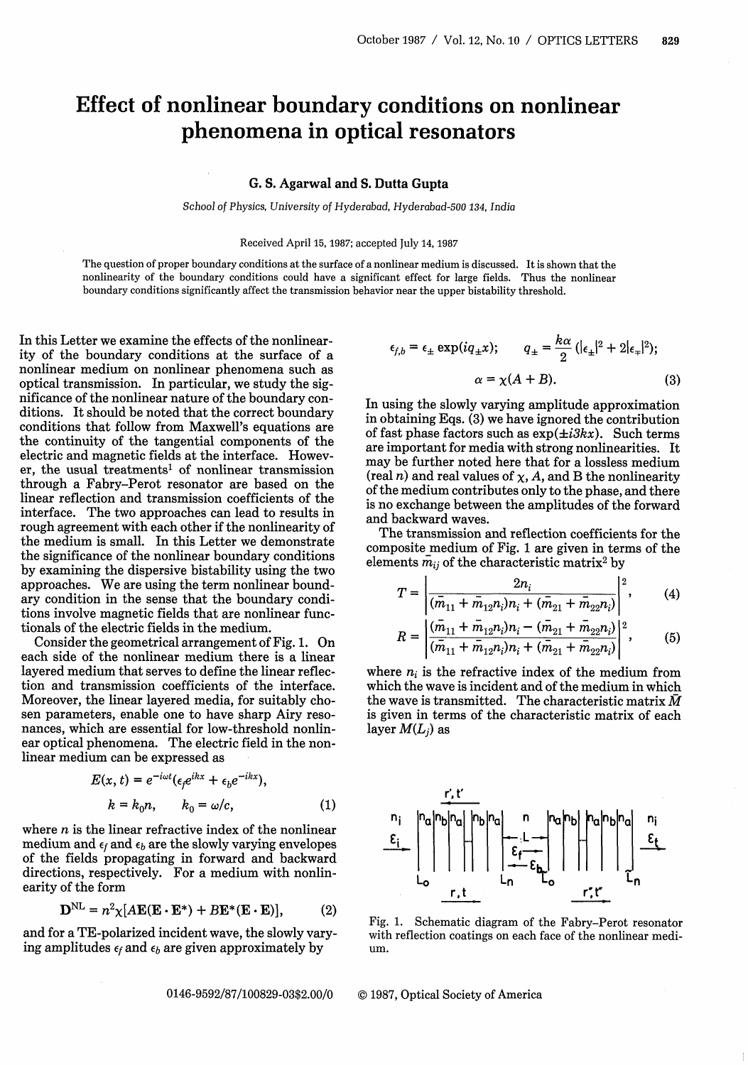# Effect of nonlinear boundary conditions on nonlinear phenomena in optical resonators

**G. S. Agarwal and S. Dutta Gupta**

*School of Physics, University of Hyderabad, Hyderabad-500 134, India*

Received April 15, 1987; accepted July 14, 1987

The question of proper boundary conditions at the surface of a nonlinear medium is discussed. It is shown that the nonlinearity of the boundary conditions could have a significant effect for large fields. Thus the nonlinear boundary conditions significantly affect the transmission behavior near the upper bistability threshold.

In this Letter we examine the effects of the nonlinearity of the boundary conditions at the surface of a nonlinear medium on nonlinear phenomena such as optical transmission. In particular, we study the significance of the nonlinear nature of the boundary conditions. It should be noted that the correct boundary conditions that follow from Maxwell's equations are the continuity of the tangential components of the electric and magnetic fields at the interface. However, the usual treatments[1] of nonlinear transmission through a Fabry–Perot resonator are based on the linear reflection and transmission coefficients of the interface. The two approaches can lead to results in rough agreement with each other if the nonlinearity of the medium is small. In this Letter we demonstrate the significance of the nonlinear boundary conditions by examining the dispersive bistability using the two approaches. We are using the term nonlinear boundary condition in the sense that the boundary conditions involve magnetic fields that are nonlinear functionals of the electric fields in the medium.

Consider the geometrical arrangement of Fig. 1. On each side of the nonlinear medium there is a linear layered medium that serves to define the linear reflection and transmission coefficients of the interface. Moreover, the linear layered media, for suitably chosen parameters, enable one to have sharp Airy resonances, which are essential for low-threshold nonlinear optical phenomena. The electric field in the nonlinear medium can be expressed as

$$E(x, t) = e^{-i\omega t}(\epsilon_f e^{ikx} + \epsilon_b e^{-ikx}),$$
$$k = k_0 n, \qquad k_0 = \omega/c, \tag{1}$$

where $n$ is the linear refractive index of the nonlinear medium and $\epsilon_f$ and $\epsilon_b$ are the slowly varying envelopes of the fields propagating in forward and backward directions, respectively. For a medium with nonlinearity of the form

$$\mathbf{D}^{\mathrm{NL}} = n^2\chi[A\mathbf{E}(\mathbf{E}\cdot\mathbf{E}^*) + B\mathbf{E}^*(\mathbf{E}\cdot\mathbf{E})], \tag{2}$$

and for a TE-polarized incident wave, the slowly varying amplitudes $\epsilon_f$ and $\epsilon_b$ are given approximately by

$$\epsilon_{f,b} = \epsilon_{\pm}\exp(iq_{\pm}x); \qquad q_{\pm} = \frac{k\alpha}{2}(|\epsilon_{\pm}|^2 + 2|\epsilon_{\mp}|^2);$$
$$\alpha = \chi(A + B). \tag{3}$$

In using the slowly varying amplitude approximation in obtaining Eqs. (3) we have ignored the contribution of fast phase factors such as $\exp(\pm i3kx)$. Such terms are important for media with strong nonlinearities. It may be further noted here that for a lossless medium (real $n$) and real values of $\chi$, $A$, and B the nonlinearity of the medium contributes only to the phase, and there is no exchange between the amplitudes of the forward and backward waves.

The transmission and reflection coefficients for the composite medium of Fig. 1 are given in terms of the elements $\bar{m}_{ij}$ of the characteristic matrix[2] by

$$T = \left|\frac{2n_i}{(\bar{m}_{11} + \bar{m}_{12}n_i)n_i + (\bar{m}_{21} + \bar{m}_{22}n_i)}\right|^2, \tag{4}$$

$$R = \left|\frac{(\bar{m}_{11} + \bar{m}_{12}n_i)n_i - (\bar{m}_{21} + \bar{m}_{22}n_i)}{(\bar{m}_{11} + \bar{m}_{12}n_i)n_i + (\bar{m}_{21} + \bar{m}_{22}n_i)}\right|^2, \tag{5}$$

where $n_i$ is the refractive index of the medium from which the wave is incident and of the medium in which the wave is transmitted. The characteristic matrix $\bar{M}$ is given in terms of the characteristic matrix of each layer $M(L_j)$ as

Fig. 1. Schematic diagram of the Fabry–Perot resonator with reflection coatings on each face of the nonlinear medium.

0146-9592/87/100829-03$2.00/0 © 1987, Optical Society of America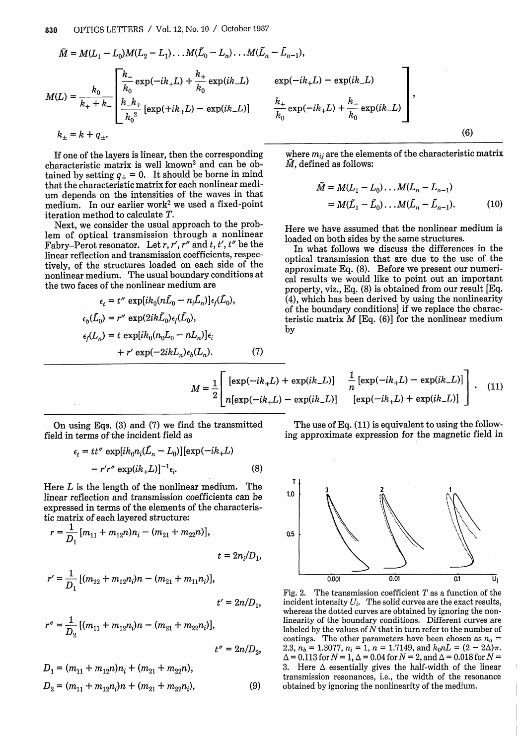$$\tilde{M} = M(L_1 - L_0)M(L_2 - L_1)\ldots M(\tilde{L}_0 - L_n)\ldots M(\tilde{L}_n - \tilde{L}_{n-1}),$$

$$M(L) = \frac{k_0}{k_+ + k_-}\begin{bmatrix} \frac{k_-}{k_0}\exp(-ik_+L) + \frac{k_+}{k_0}\exp(ik_-L) & \exp(-ik_+L) - \exp(ik_-L) \\ \frac{k_-k_+}{k_0{}^2}[\exp(+ik_+L) - \exp(ik_-L)] & \frac{k_+}{k_0}\exp(-ik_+L) + \frac{k_-}{k_0}\exp(ik_-L) \end{bmatrix},$$

$$k_\pm = k + q_\pm. \tag{6}$$

If one of the layers is linear, then the corresponding characteristic matrix is well known[3] and can be obtained by setting $q_\pm = 0$. It should be borne in mind that the characteristic matrix for each nonlinear medium depends on the intensities of the waves in that medium. In our earlier work[2] we used a fixed-point iteration method to calculate $T$.

Next, we consider the usual approach to the problem of optical transmission through a nonlinear Fabry–Perot resonator. Let $r, r', r''$ and $t, t', t''$ be the linear reflection and transmission coefficients, respectively, of the structures loaded on each side of the nonlinear medium. The usual boundary conditions at the two faces of the nonlinear medium are

$$\epsilon_t = t''\exp[ik_0(n\tilde{L}_0 - n_i\tilde{L}_n)]\epsilon_f(\tilde{L}_0),$$

$$\epsilon_b(\tilde{L}_0) = r''\exp(2ik\tilde{L}_0)\epsilon_f(\tilde{L}_0),$$

$$\epsilon_f(L_n) = t\exp[ik_0(n_0L_0 - nL_n)]\epsilon_i + r'\exp(-2ikL_n)\epsilon_b(L_n). \tag{7}$$

On using Eqs. (3) and (7) we find the transmitted field in terms of the incident field as

$$\epsilon_t = tt''\exp[ik_0n_i(\tilde{L}_n - L_0)][\exp(-ik_+L) - r'r''\exp(ik_+L)]^{-1}\epsilon_i. \tag{8}$$

Here $L$ is the length of the nonlinear medium. The linear reflection and transmission coefficients can be expressed in terms of the elements of the characteristic matrix of each layered structure:

$$r = \frac{1}{D_1}[m_{11} + m_{12}n)n_i - (m_{21} + m_{22}n)],$$

$$t = 2n_i/D_1,$$

$$r' = \frac{1}{D_1}[(m_{22} + m_{12}n_i)n - (m_{21} + m_{11}n_i)],$$

$$t' = 2n/D_1,$$

$$r'' = \frac{1}{D_2}[(m_{11} + m_{12}n_i)n - (m_{21} + m_{22}n_i)],$$

$$t'' = 2n/D_2,$$

$$D_1 = (m_{11} + m_{12}n)n_i + (m_{21} + m_{22}n),$$

$$D_2 = (m_{11} + m_{12}n_i)n + (m_{21} + m_{22}n_i), \tag{9}$$

where $m_{ij}$ are the elements of the characteristic matrix $\tilde{M}$, defined as follows:

$$\tilde{M} = M(L_1 - L_0)\ldots M(L_n - L_{n-1}) = M(\tilde{L}_1 - \tilde{L}_0)\ldots M(\tilde{L}_n - \tilde{L}_{n-1}). \tag{10}$$

Here we have assumed that the nonlinear medium is loaded on both sides by the same structures.

In what follows we discuss the differences in the optical transmission that are due to the use of the approximate Eq. (8). Before we present our numerical results we would like to point out an important property, viz., Eq. (8) is obtained from our result [Eq. (4), which has been derived by using the nonlinearity of the boundary conditions] if we replace the characteristic matrix $M$ [Eq. (6)] for the nonlinear medium by

$$M = \frac{1}{2}\begin{bmatrix} [\exp(-ik_+L) + \exp(ik_-L)] & \frac{1}{n}[\exp(-ik_+L) - \exp(ik_-L)] \\ n[\exp(-ik_+L) - \exp(ik_-L)] & [\exp(-ik_+L) + \exp(ik_-L)] \end{bmatrix}. \tag{11}$$

The use of Eq. (11) is equivalent to using the following approximate expression for the magnetic field in

Fig. 2. The transmission coefficient $T$ as a function of the incident intensity $U_i$. The solid curves are the exact results, whereas the dotted curves are obtained by ignoring the nonlinearity of the boundary conditions. Different curves are labeled by the values of $N$ that in turn refer to the number of coatings. The other parameters have been chosen as $n_a = 2.3$, $n_b = 1.3077$, $n_i = 1$, $n = 1.7149$, and $k_0nL = (2 - 2\Delta)\pi$. $\Delta = 0.113$ for $N = 1$, $\Delta = 0.04$ for $N = 2$, and $\Delta = 0.018$ for $N = 3$. Here $\Delta$ essentially gives the half-width of the linear transmission resonances, i.e., the width of the resonance obtained by ignoring the nonlinearity of the medium.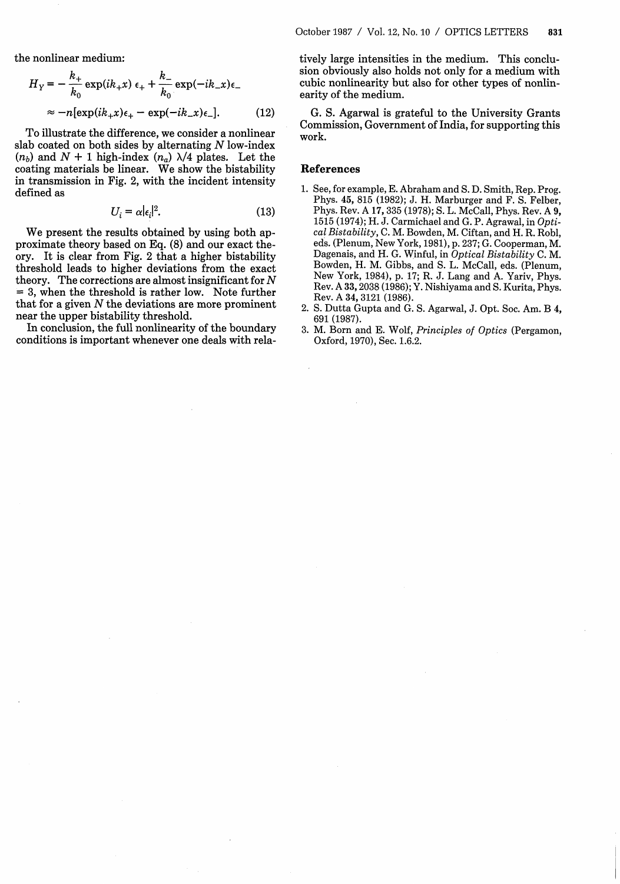the nonlinear medium:

$$H_Y = -\frac{k_+}{k_0}\exp(ik_+x)\,\epsilon_+ + \frac{k_-}{k_0}\exp(-ik_-x)\epsilon_-$$

$$\approx -n[\exp(ik_+x)\epsilon_+ - \exp(-ik_-x)\epsilon_-]. \qquad (12)$$

To illustrate the difference, we consider a nonlinear slab coated on both sides by alternating $N$ low-index ($n_b$) and $N + 1$ high-index ($n_a$) $\lambda/4$ plates. Let the coating materials be linear. We show the bistability in transmission in Fig. 2, with the incident intensity defined as

$$U_i = \alpha|\epsilon_i|^2. \qquad (13)$$

We present the results obtained by using both approximate theory based on Eq. (8) and our exact theory. It is clear from Fig. 2 that a higher bistability threshold leads to higher deviations from the exact theory. The corrections are almost insignificant for $N = 3$, when the threshold is rather low. Note further that for a given $N$ the deviations are more prominent near the upper bistability threshold.

In conclusion, the full nonlinearity of the boundary conditions is important whenever one deals with relatively large intensities in the medium. This conclusion obviously also holds not only for a medium with cubic nonlinearity but also for other types of nonlinearity of the medium.

G. S. Agarwal is grateful to the University Grants Commission, Government of India, for supporting this work.

## References

1. See, for example, E. Abraham and S. D. Smith, Rep. Prog. Phys. **45**, 815 (1982); J. H. Marburger and F. S. Felber, Phys. Rev. A **17**, 335 (1978); S. L. McCall, Phys. Rev. A **9**, 1515 (1974); H. J. Carmichael and G. P. Agrawal, in *Optical Bistability*, C. M. Bowden, M. Ciftan, and H. R. Robl, eds. (Plenum, New York, 1981), p. 237; G. Cooperman, M. Dagenais, and H. G. Winful, in *Optical Bistability* C. M. Bowden, H. M. Gibbs, and S. L. McCall, eds. (Plenum, New York, 1984), p. 17; R. J. Lang and A. Yariv, Phys. Rev. A **33**, 2038 (1986); Y. Nishiyama and S. Kurita, Phys. Rev. A **34**, 3121 (1986).
2. S. Dutta Gupta and G. S. Agarwal, J. Opt. Soc. Am. B **4**, 691 (1987).
3. M. Born and E. Wolf, *Principles of Optics* (Pergamon, Oxford, 1970), Sec. 1.6.2.